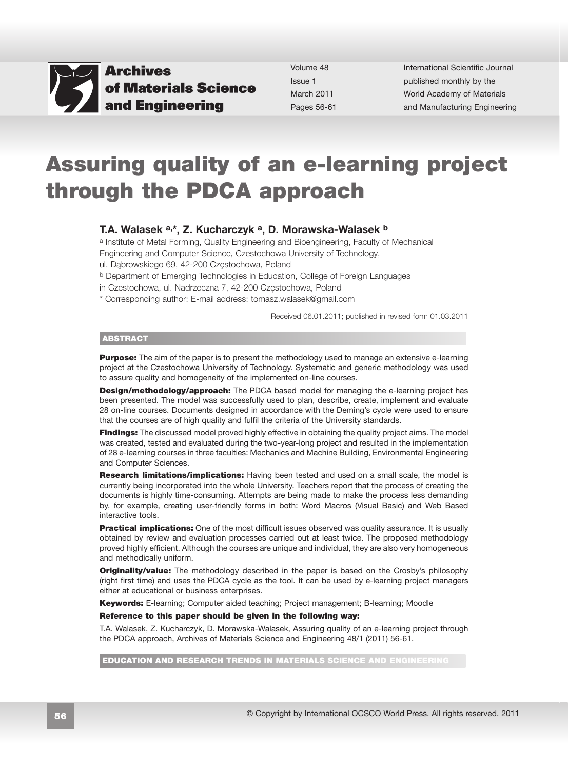# Assuring quality of an e-learning project through the PDCA approach

**T.A. Walasek [a,*], Z. Kucharczyk [a], D. Morawska-Walasek [b]**

[a] Institute of Metal Forming, Quality Engineering and Bioengineering, Faculty of Mechanical Engineering and Computer Science, Czestochowa University of Technology, ul. Dąbrowskiego 69, 42-200 Częstochowa, Poland

[b] Department of Emerging Technologies in Education, College of Foreign Languages in Czestochowa, ul. Nadrzeczna 7, 42-200 Częstochowa, Poland

* Corresponding author: E-mail address: tomasz.walasek@gmail.com

Received 06.01.2011; published in revised form 01.03.2011

## ABSTRACT

**Purpose:** The aim of the paper is to present the methodology used to manage an extensive e-learning project at the Czestochowa University of Technology. Systematic and generic methodology was used to assure quality and homogeneity of the implemented on-line courses.

**Design/methodology/approach:** The PDCA based model for managing the e-learning project has been presented. The model was successfully used to plan, describe, create, implement and evaluate 28 on-line courses. Documents designed in accordance with the Deming's cycle were used to ensure that the courses are of high quality and fulfil the criteria of the University standards.

**Findings:** The discussed model proved highly effective in obtaining the quality project aims. The model was created, tested and evaluated during the two-year-long project and resulted in the implementation of 28 e-learning courses in three faculties: Mechanics and Machine Building, Environmental Engineering and Computer Sciences.

**Research limitations/implications:** Having been tested and used on a small scale, the model is currently being incorporated into the whole University. Teachers report that the process of creating the documents is highly time-consuming. Attempts are being made to make the process less demanding by, for example, creating user-friendly forms in both: Word Macros (Visual Basic) and Web Based interactive tools.

**Practical implications:** One of the most difficult issues observed was quality assurance. It is usually obtained by review and evaluation processes carried out at least twice. The proposed methodology proved highly efficient. Although the courses are unique and individual, they are also very homogeneous and methodically uniform.

**Originality/value:** The methodology described in the paper is based on the Crosby's philosophy (right first time) and uses the PDCA cycle as the tool. It can be used by e-learning project managers either at educational or business enterprises.

**Keywords:** E-learning; Computer aided teaching; Project management; B-learning; Moodle

**Reference to this paper should be given in the following way:**

T.A. Walasek, Z. Kucharczyk, D. Morawska-Walasek, Assuring quality of an e-learning project through the PDCA approach, Archives of Materials Science and Engineering 48/1 (2011) 56-61.

**EDUCATION AND RESEARCH TRENDS IN MATERIALS SCIENCE AND ENGINEERING**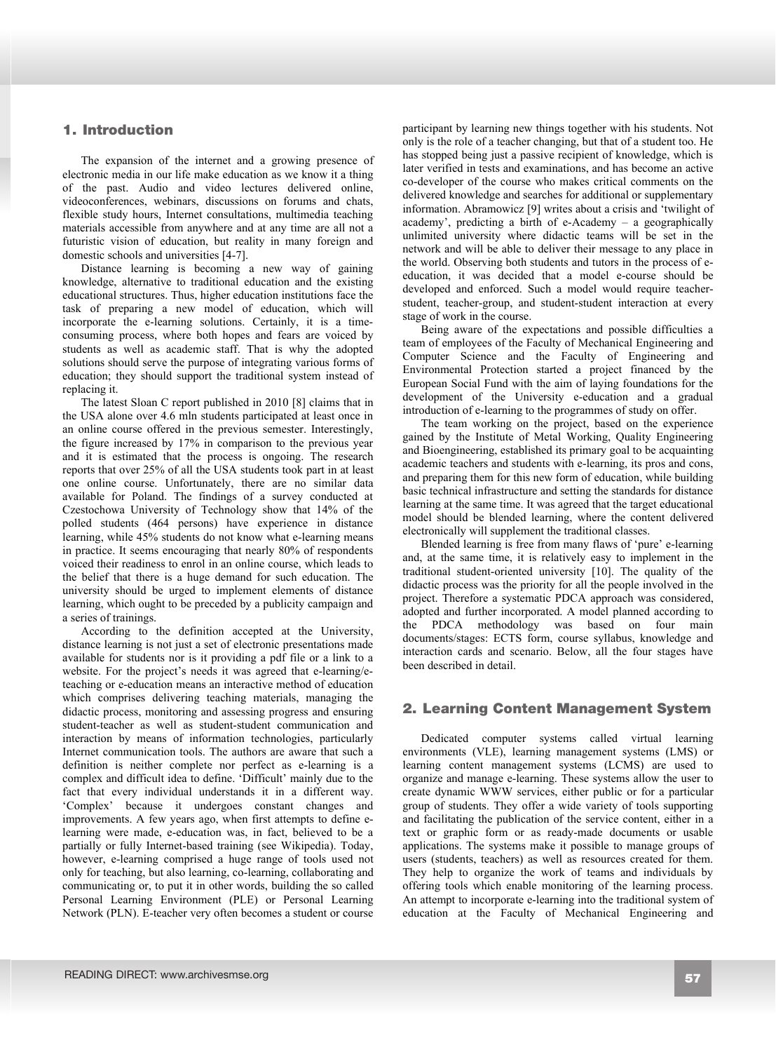## 1. Introduction

The expansion of the internet and a growing presence of electronic media in our life make education as we know it a thing of the past. Audio and video lectures delivered online, videoconferences, webinars, discussions on forums and chats, flexible study hours, Internet consultations, multimedia teaching materials accessible from anywhere and at any time are all not a futuristic vision of education, but reality in many foreign and domestic schools and universities [4-7].

Distance learning is becoming a new way of gaining knowledge, alternative to traditional education and the existing educational structures. Thus, higher education institutions face the task of preparing a new model of education, which will incorporate the e-learning solutions. Certainly, it is a time-consuming process, where both hopes and fears are voiced by students as well as academic staff. That is why the adopted solutions should serve the purpose of integrating various forms of education; they should support the traditional system instead of replacing it.

The latest Sloan C report published in 2010 [8] claims that in the USA alone over 4.6 mln students participated at least once in an online course offered in the previous semester. Interestingly, the figure increased by 17% in comparison to the previous year and it is estimated that the process is ongoing. The research reports that over 25% of all the USA students took part in at least one online course. Unfortunately, there are no similar data available for Poland. The findings of a survey conducted at Czestochowa University of Technology show that 14% of the polled students (464 persons) have experience in distance learning, while 45% students do not know what e-learning means in practice. It seems encouraging that nearly 80% of respondents voiced their readiness to enrol in an online course, which leads to the belief that there is a huge demand for such education. The university should be urged to implement elements of distance learning, which ought to be preceded by a publicity campaign and a series of trainings.

According to the definition accepted at the University, distance learning is not just a set of electronic presentations made available for students nor is it providing a pdf file or a link to a website. For the project's needs it was agreed that e-learning/e-teaching or e-education means an interactive method of education which comprises delivering teaching materials, managing the didactic process, monitoring and assessing progress and ensuring student-teacher as well as student-student communication and interaction by means of information technologies, particularly Internet communication tools. The authors are aware that such a definition is neither complete nor perfect as e-learning is a complex and difficult idea to define. 'Difficult' mainly due to the fact that every individual understands it in a different way. 'Complex' because it undergoes constant changes and improvements. A few years ago, when first attempts to define e-learning were made, e-education was, in fact, believed to be a partially or fully Internet-based training (see Wikipedia). Today, however, e-learning comprised a huge range of tools used not only for teaching, but also learning, co-learning, collaborating and communicating or, to put it in other words, building the so called Personal Learning Environment (PLE) or Personal Learning Network (PLN). E-teacher very often becomes a student or course participant by learning new things together with his students. Not only is the role of a teacher changing, but that of a student too. He has stopped being just a passive recipient of knowledge, which is later verified in tests and examinations, and has become an active co-developer of the course who makes critical comments on the delivered knowledge and searches for additional or supplementary information. Abramowicz [9] writes about a crisis and 'twilight of academy', predicting a birth of e-Academy – a geographically unlimited university where didactic teams will be set in the network and will be able to deliver their message to any place in the world. Observing both students and tutors in the process of e-education, it was decided that a model e-course should be developed and enforced. Such a model would require teacher-student, teacher-group, and student-student interaction at every stage of work in the course.

Being aware of the expectations and possible difficulties a team of employees of the Faculty of Mechanical Engineering and Computer Science and the Faculty of Engineering and Environmental Protection started a project financed by the European Social Fund with the aim of laying foundations for the development of the University e-education and a gradual introduction of e-learning to the programmes of study on offer.

The team working on the project, based on the experience gained by the Institute of Metal Working, Quality Engineering and Bioengineering, established its primary goal to be acquainting academic teachers and students with e-learning, its pros and cons, and preparing them for this new form of education, while building basic technical infrastructure and setting the standards for distance learning at the same time. It was agreed that the target educational model should be blended learning, where the content delivered electronically will supplement the traditional classes.

Blended learning is free from many flaws of 'pure' e-learning and, at the same time, it is relatively easy to implement in the traditional student-oriented university [10]. The quality of the didactic process was the priority for all the people involved in the project. Therefore a systematic PDCA approach was considered, adopted and further incorporated. A model planned according to the PDCA methodology was based on four main documents/stages: ECTS form, course syllabus, knowledge and interaction cards and scenario. Below, all the four stages have been described in detail.

## 2. Learning Content Management System

Dedicated computer systems called virtual learning environments (VLE), learning management systems (LMS) or learning content management systems (LCMS) are used to organize and manage e-learning. These systems allow the user to create dynamic WWW services, either public or for a particular group of students. They offer a wide variety of tools supporting and facilitating the publication of the service content, either in a text or graphic form or as ready-made documents or usable applications. The systems make it possible to manage groups of users (students, teachers) as well as resources created for them. They help to organize the work of teams and individuals by offering tools which enable monitoring of the learning process. An attempt to incorporate e-learning into the traditional system of education at the Faculty of Mechanical Engineering and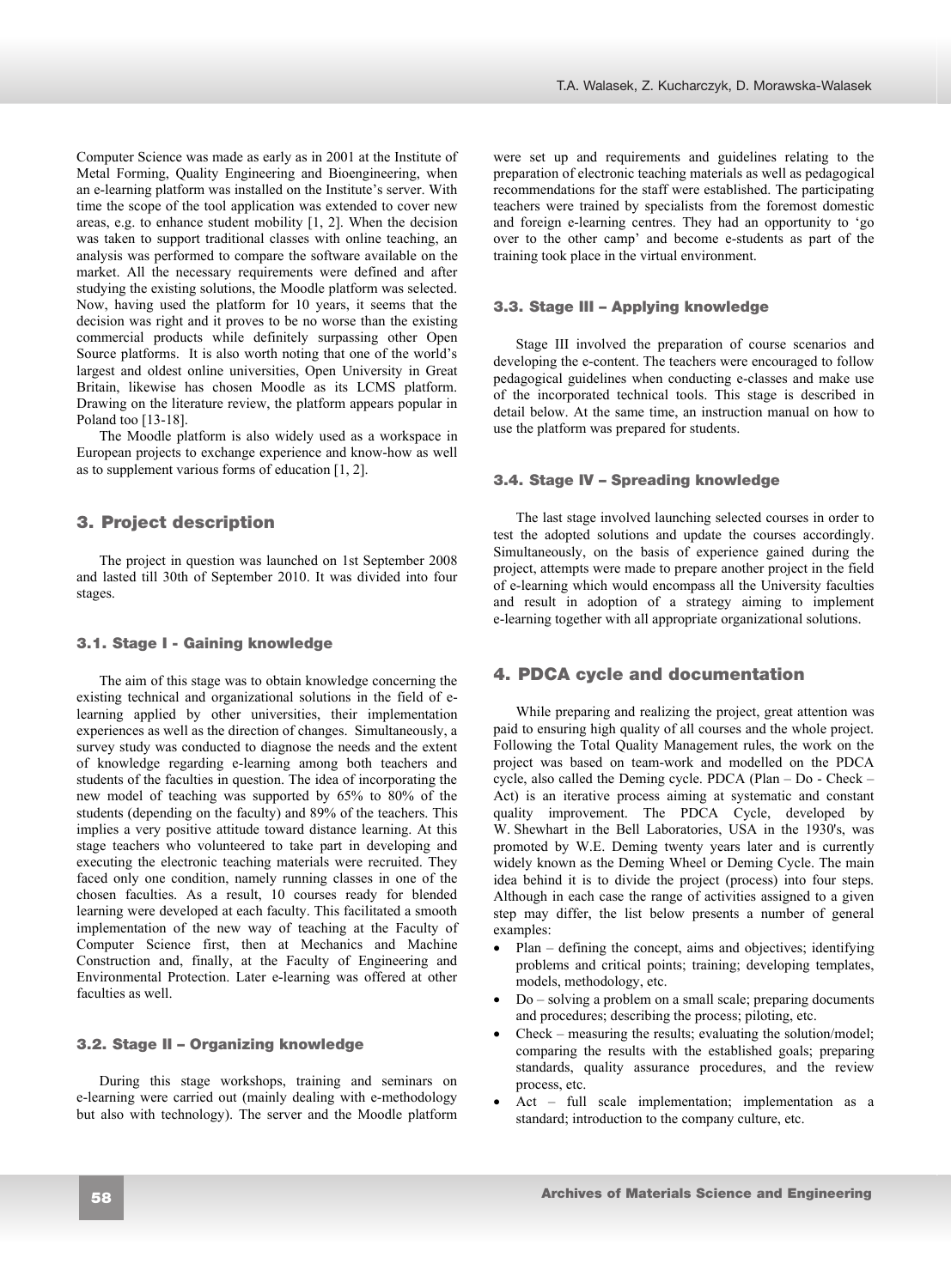Computer Science was made as early as in 2001 at the Institute of Metal Forming, Quality Engineering and Bioengineering, when an e-learning platform was installed on the Institute's server. With time the scope of the tool application was extended to cover new areas, e.g. to enhance student mobility [1, 2]. When the decision was taken to support traditional classes with online teaching, an analysis was performed to compare the software available on the market. All the necessary requirements were defined and after studying the existing solutions, the Moodle platform was selected. Now, having used the platform for 10 years, it seems that the decision was right and it proves to be no worse than the existing commercial products while definitely surpassing other Open Source platforms. It is also worth noting that one of the world's largest and oldest online universities, Open University in Great Britain, likewise has chosen Moodle as its LCMS platform. Drawing on the literature review, the platform appears popular in Poland too [13-18].

The Moodle platform is also widely used as a workspace in European projects to exchange experience and know-how as well as to supplement various forms of education [1, 2].

## 3. Project description

The project in question was launched on 1st September 2008 and lasted till 30th of September 2010. It was divided into four stages.

### 3.1. Stage I - Gaining knowledge

The aim of this stage was to obtain knowledge concerning the existing technical and organizational solutions in the field of e-learning applied by other universities, their implementation experiences as well as the direction of changes. Simultaneously, a survey study was conducted to diagnose the needs and the extent of knowledge regarding e-learning among both teachers and students of the faculties in question. The idea of incorporating the new model of teaching was supported by 65% to 80% of the students (depending on the faculty) and 89% of the teachers. This implies a very positive attitude toward distance learning. At this stage teachers who volunteered to take part in developing and executing the electronic teaching materials were recruited. They faced only one condition, namely running classes in one of the chosen faculties. As a result, 10 courses ready for blended learning were developed at each faculty. This facilitated a smooth implementation of the new way of teaching at the Faculty of Computer Science first, then at Mechanics and Machine Construction and, finally, at the Faculty of Engineering and Environmental Protection. Later e-learning was offered at other faculties as well.

### 3.2. Stage II – Organizing knowledge

During this stage workshops, training and seminars on e-learning were carried out (mainly dealing with e-methodology but also with technology). The server and the Moodle platform were set up and requirements and guidelines relating to the preparation of electronic teaching materials as well as pedagogical recommendations for the staff were established. The participating teachers were trained by specialists from the foremost domestic and foreign e-learning centres. They had an opportunity to 'go over to the other camp' and become e-students as part of the training took place in the virtual environment.

### 3.3. Stage III – Applying knowledge

Stage III involved the preparation of course scenarios and developing the e-content. The teachers were encouraged to follow pedagogical guidelines when conducting e-classes and make use of the incorporated technical tools. This stage is described in detail below. At the same time, an instruction manual on how to use the platform was prepared for students.

### 3.4. Stage IV – Spreading knowledge

The last stage involved launching selected courses in order to test the adopted solutions and update the courses accordingly. Simultaneously, on the basis of experience gained during the project, attempts were made to prepare another project in the field of e-learning which would encompass all the University faculties and result in adoption of a strategy aiming to implement e-learning together with all appropriate organizational solutions.

## 4. PDCA cycle and documentation

While preparing and realizing the project, great attention was paid to ensuring high quality of all courses and the whole project. Following the Total Quality Management rules, the work on the project was based on team-work and modelled on the PDCA cycle, also called the Deming cycle. PDCA (Plan – Do - Check – Act) is an iterative process aiming at systematic and constant quality improvement. The PDCA Cycle, developed by W. Shewhart in the Bell Laboratories, USA in the 1930's, was promoted by W.E. Deming twenty years later and is currently widely known as the Deming Wheel or Deming Cycle. The main idea behind it is to divide the project (process) into four steps. Although in each case the range of activities assigned to a given step may differ, the list below presents a number of general examples:

- Plan – defining the concept, aims and objectives; identifying problems and critical points; training; developing templates, models, methodology, etc.
- Do – solving a problem on a small scale; preparing documents and procedures; describing the process; piloting, etc.
- Check – measuring the results; evaluating the solution/model; comparing the results with the established goals; preparing standards, quality assurance procedures, and the review process, etc.
- Act – full scale implementation; implementation as a standard; introduction to the company culture, etc.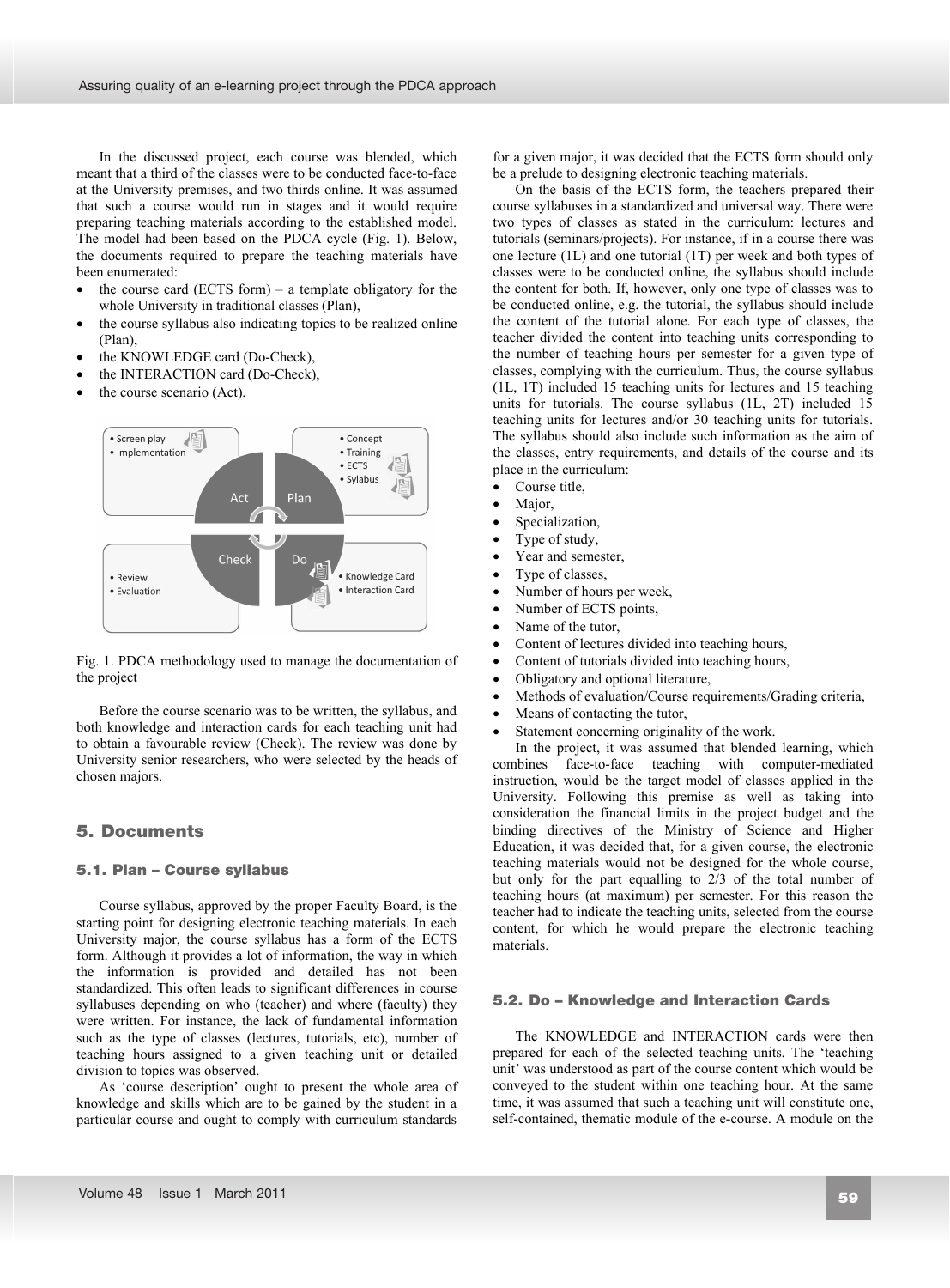In the discussed project, each course was blended, which meant that a third of the classes were to be conducted face-to-face at the University premises, and two thirds online. It was assumed that such a course would run in stages and it would require preparing teaching materials according to the established model. The model had been based on the PDCA cycle (Fig. 1). Below, the documents required to prepare the teaching materials have been enumerated:

- the course card (ECTS form) – a template obligatory for the whole University in traditional classes (Plan),
- the course syllabus also indicating topics to be realized online (Plan),
- the KNOWLEDGE card (Do-Check),
- the INTERACTION card (Do-Check),
- the course scenario (Act).

Fig. 1. PDCA methodology used to manage the documentation of the project

Before the course scenario was to be written, the syllabus, and both knowledge and interaction cards for each teaching unit had to obtain a favourable review (Check). The review was done by University senior researchers, who were selected by the heads of chosen majors.

## 5. Documents

### 5.1. Plan – Course syllabus

Course syllabus, approved by the proper Faculty Board, is the starting point for designing electronic teaching materials. In each University major, the course syllabus has a form of the ECTS form. Although it provides a lot of information, the way in which the information is provided and detailed has not been standardized. This often leads to significant differences in course syllabuses depending on who (teacher) and where (faculty) they were written. For instance, the lack of fundamental information such as the type of classes (lectures, tutorials, etc), number of teaching hours assigned to a given teaching unit or detailed division to topics was observed.

As 'course description' ought to present the whole area of knowledge and skills which are to be gained by the student in a particular course and ought to comply with curriculum standards for a given major, it was decided that the ECTS form should only be a prelude to designing electronic teaching materials.

On the basis of the ECTS form, the teachers prepared their course syllabuses in a standardized and universal way. There were two types of classes as stated in the curriculum: lectures and tutorials (seminars/projects). For instance, if in a course there was one lecture (1L) and one tutorial (1T) per week and both types of classes were to be conducted online, the syllabus should include the content for both. If, however, only one type of classes was to be conducted online, e.g. the tutorial, the syllabus should include the content of the tutorial alone. For each type of classes, the teacher divided the content into teaching units corresponding to the number of teaching hours per semester for a given type of classes, complying with the curriculum. Thus, the course syllabus (1L, 1T) included 15 teaching units for lectures and 15 teaching units for tutorials. The course syllabus (1L, 2T) included 15 teaching units for lectures and/or 30 teaching units for tutorials. The syllabus should also include such information as the aim of the classes, entry requirements, and details of the course and its place in the curriculum:

- Course title,
- Major,
- Specialization,
- Type of study,
- Year and semester,
- Type of classes,
- Number of hours per week,
- Number of ECTS points,
- Name of the tutor,
- Content of lectures divided into teaching hours,
- Content of tutorials divided into teaching hours,
- Obligatory and optional literature,
- Methods of evaluation/Course requirements/Grading criteria,
- Means of contacting the tutor,
- Statement concerning originality of the work.

In the project, it was assumed that blended learning, which combines face-to-face teaching with computer-mediated instruction, would be the target model of classes applied in the University. Following this premise as well as taking into consideration the financial limits in the project budget and the binding directives of the Ministry of Science and Higher Education, it was decided that, for a given course, the electronic teaching materials would not be designed for the whole course, but only for the part equalling to 2/3 of the total number of teaching hours (at maximum) per semester. For this reason the teacher had to indicate the teaching units, selected from the course content, for which he would prepare the electronic teaching materials.

### 5.2. Do – Knowledge and Interaction Cards

The KNOWLEDGE and INTERACTION cards were then prepared for each of the selected teaching units. The 'teaching unit' was understood as part of the course content which would be conveyed to the student within one teaching hour. At the same time, it was assumed that such a teaching unit will constitute one, self-contained, thematic module of the e-course. A module on the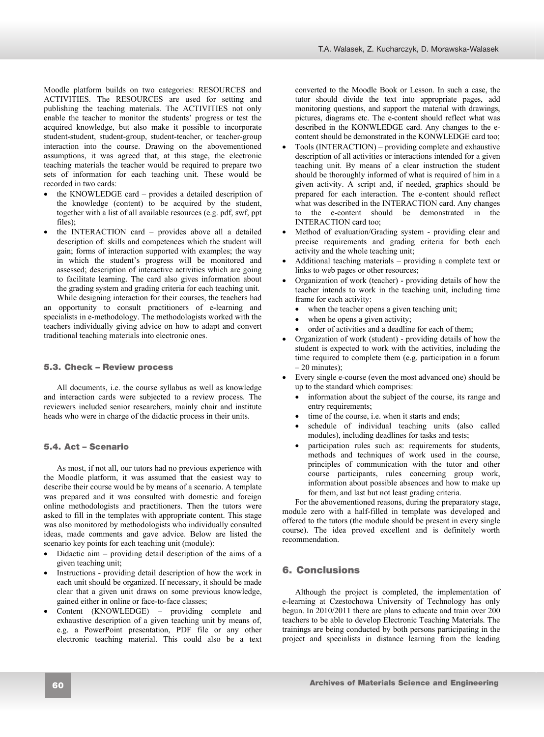Moodle platform builds on two categories: RESOURCES and ACTIVITIES. The RESOURCES are used for setting and publishing the teaching materials. The ACTIVITIES not only enable the teacher to monitor the students' progress or test the acquired knowledge, but also make it possible to incorporate student-student, student-group, student-teacher, or teacher-group interaction into the course. Drawing on the abovementioned assumptions, it was agreed that, at this stage, the electronic teaching materials the teacher would be required to prepare two sets of information for each teaching unit. These would be recorded in two cards:

- the KNOWLEDGE card – provides a detailed description of the knowledge (content) to be acquired by the student, together with a list of all available resources (e.g. pdf, swf, ppt files);
- the INTERACTION card – provides above all a detailed description of: skills and competences which the student will gain; forms of interaction supported with examples; the way in which the student's progress will be monitored and assessed; description of interactive activities which are going to facilitate learning. The card also gives information about the grading system and grading criteria for each teaching unit.

While designing interaction for their courses, the teachers had an opportunity to consult practitioners of e-learning and specialists in e-methodology. The methodologists worked with the teachers individually giving advice on how to adapt and convert traditional teaching materials into electronic ones.

### 5.3. Check – Review process

All documents, i.e. the course syllabus as well as knowledge and interaction cards were subjected to a review process. The reviewers included senior researchers, mainly chair and institute heads who were in charge of the didactic process in their units.

### 5.4. Act – Scenario

As most, if not all, our tutors had no previous experience with the Moodle platform, it was assumed that the easiest way to describe their course would be by means of a scenario. A template was prepared and it was consulted with domestic and foreign online methodologists and practitioners. Then the tutors were asked to fill in the templates with appropriate content. This stage was also monitored by methodologists who individually consulted ideas, made comments and gave advice. Below are listed the scenario key points for each teaching unit (module):

- Didactic aim – providing detail description of the aims of a given teaching unit;
- Instructions - providing detail description of how the work in each unit should be organized. If necessary, it should be made clear that a given unit draws on some previous knowledge, gained either in online or face-to-face classes;
- Content (KNOWLEDGE) – providing complete and exhaustive description of a given teaching unit by means of, e.g. a PowerPoint presentation, PDF file or any other electronic teaching material. This could also be a text converted to the Moodle Book or Lesson. In such a case, the tutor should divide the text into appropriate pages, add monitoring questions, and support the material with drawings, pictures, diagrams etc. The e-content should reflect what was described in the KONWLEDGE card. Any changes to the e-content should be demonstrated in the KONWLEDGE card too;
- Tools (INTERACTION) – providing complete and exhaustive description of all activities or interactions intended for a given teaching unit. By means of a clear instruction the student should be thoroughly informed of what is required of him in a given activity. A script and, if needed, graphics should be prepared for each interaction. The e-content should reflect what was described in the INTERACTION card. Any changes to the e-content should be demonstrated in the INTERACTION card too;
- Method of evaluation/Grading system - providing clear and precise requirements and grading criteria for both each activity and the whole teaching unit;
- Additional teaching materials – providing a complete text or links to web pages or other resources;
- Organization of work (teacher) - providing details of how the teacher intends to work in the teaching unit, including time frame for each activity:
  - when the teacher opens a given teaching unit;
  - when he opens a given activity;
  - order of activities and a deadline for each of them;
- Organization of work (student) - providing details of how the student is expected to work with the activities, including the time required to complete them (e.g. participation in a forum – 20 minutes);
- Every single e-course (even the most advanced one) should be up to the standard which comprises:
  - information about the subject of the course, its range and entry requirements;
  - time of the course, i.e. when it starts and ends;
  - schedule of individual teaching units (also called modules), including deadlines for tasks and tests;
  - participation rules such as: requirements for students, methods and techniques of work used in the course, principles of communication with the tutor and other course participants, rules concerning group work, information about possible absences and how to make up for them, and last but not least grading criteria.

For the abovementioned reasons, during the preparatory stage, module zero with a half-filled in template was developed and offered to the tutors (the module should be present in every single course). The idea proved excellent and is definitely worth recommendation.

## 6. Conclusions

Although the project is completed, the implementation of e-learning at Czestochowa University of Technology has only begun. In 2010/2011 there are plans to educate and train over 200 teachers to be able to develop Electronic Teaching Materials. The trainings are being conducted by both persons participating in the project and specialists in distance learning from the leading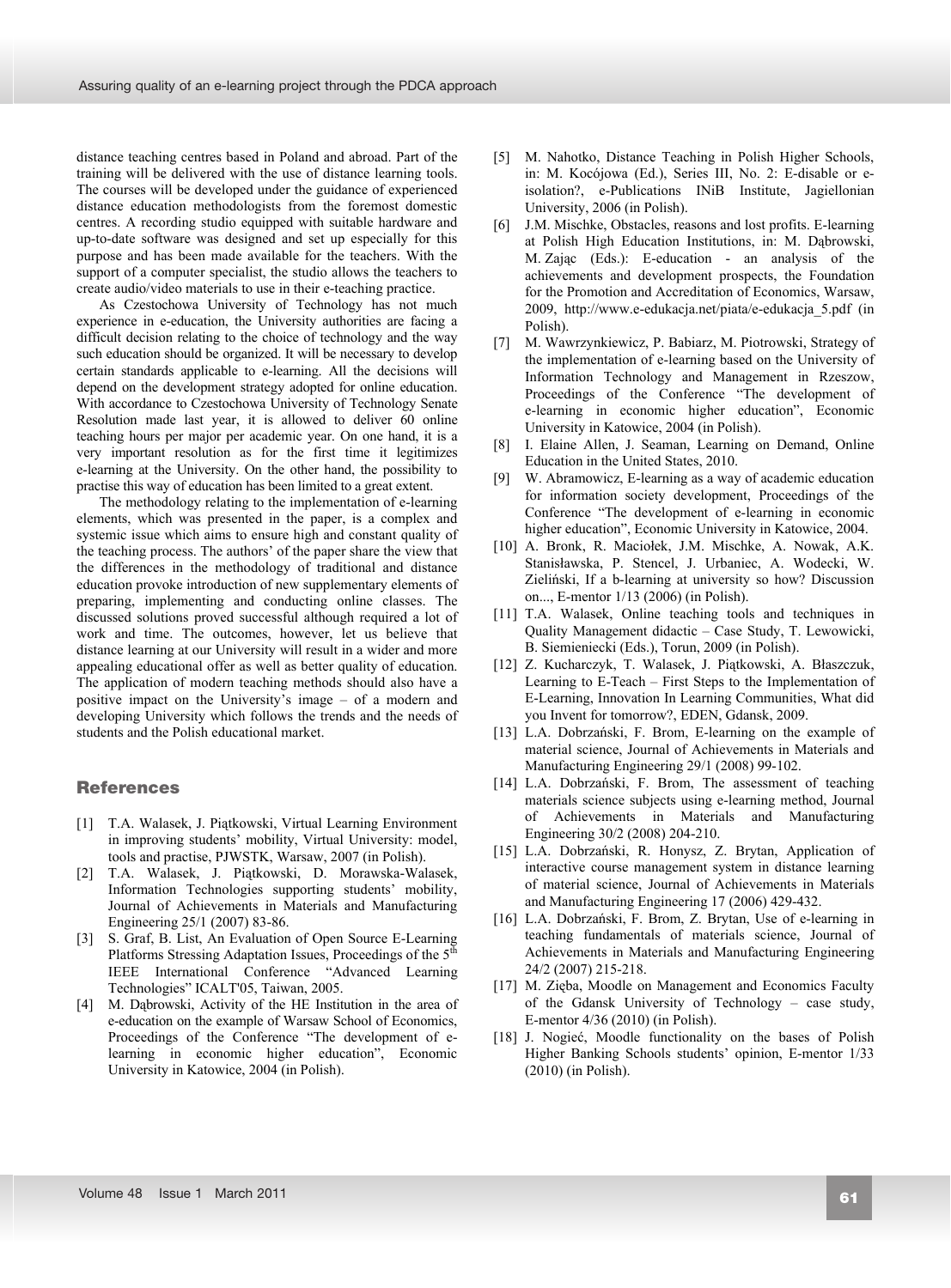distance teaching centres based in Poland and abroad. Part of the training will be delivered with the use of distance learning tools. The courses will be developed under the guidance of experienced distance education methodologists from the foremost domestic centres. A recording studio equipped with suitable hardware and up-to-date software was designed and set up especially for this purpose and has been made available for the teachers. With the support of a computer specialist, the studio allows the teachers to create audio/video materials to use in their e-teaching practice.

As Czestochowa University of Technology has not much experience in e-education, the University authorities are facing a difficult decision relating to the choice of technology and the way such education should be organized. It will be necessary to develop certain standards applicable to e-learning. All the decisions will depend on the development strategy adopted for online education. With accordance to Czestochowa University of Technology Senate Resolution made last year, it is allowed to deliver 60 online teaching hours per major per academic year. On one hand, it is a very important resolution as for the first time it legitimizes e-learning at the University. On the other hand, the possibility to practise this way of education has been limited to a great extent.

The methodology relating to the implementation of e-learning elements, which was presented in the paper, is a complex and systemic issue which aims to ensure high and constant quality of the teaching process. The authors' of the paper share the view that the differences in the methodology of traditional and distance education provoke introduction of new supplementary elements of preparing, implementing and conducting online classes. The discussed solutions proved successful although required a lot of work and time. The outcomes, however, let us believe that distance learning at our University will result in a wider and more appealing educational offer as well as better quality of education. The application of modern teaching methods should also have a positive impact on the University's image – of a modern and developing University which follows the trends and the needs of students and the Polish educational market.

## References

[1] T.A. Walasek, J. Piątkowski, Virtual Learning Environment in improving students' mobility, Virtual University: model, tools and practise, PJWSTK, Warsaw, 2007 (in Polish).

[2] T.A. Walasek, J. Piątkowski, D. Morawska-Walasek, Information Technologies supporting students' mobility, Journal of Achievements in Materials and Manufacturing Engineering 25/1 (2007) 83-86.

[3] S. Graf, B. List, An Evaluation of Open Source E-Learning Platforms Stressing Adaptation Issues, Proceedings of the 5th IEEE International Conference "Advanced Learning Technologies" ICALT'05, Taiwan, 2005.

[4] M. Dąbrowski, Activity of the HE Institution in the area of e-education on the example of Warsaw School of Economics, Proceedings of the Conference "The development of e-learning in economic higher education", Economic University in Katowice, 2004 (in Polish).

[5] M. Nahotko, Distance Teaching in Polish Higher Schools, in: M. Kocójowa (Ed.), Series III, No. 2: E-disable or e-isolation?, e-Publications INiB Institute, Jagiellonian University, 2006 (in Polish).

[6] J.M. Mischke, Obstacles, reasons and lost profits. E-learning at Polish High Education Institutions, in: M. Dąbrowski, M. Zając (Eds.): E-education - an analysis of the achievements and development prospects, the Foundation for the Promotion and Accreditation of Economics, Warsaw, 2009, http://www.e-edukacja.net/piata/e-edukacja_5.pdf (in Polish).

[7] M. Wawrzynkiewicz, P. Babiarz, M. Piotrowski, Strategy of the implementation of e-learning based on the University of Information Technology and Management in Rzeszow, Proceedings of the Conference "The development of e-learning in economic higher education", Economic University in Katowice, 2004 (in Polish).

[8] I. Elaine Allen, J. Seaman, Learning on Demand, Online Education in the United States, 2010.

[9] W. Abramowicz, E-learning as a way of academic education for information society development, Proceedings of the Conference "The development of e-learning in economic higher education", Economic University in Katowice, 2004.

[10] A. Bronk, R. Maciołek, J.M. Mischke, A. Nowak, A.K. Stanisławska, P. Stencel, J. Urbaniec, A. Wodecki, W. Zieliński, If a b-learning at university so how? Discussion on..., E-mentor 1/13 (2006) (in Polish).

[11] T.A. Walasek, Online teaching tools and techniques in Quality Management didactic – Case Study, T. Lewowicki, B. Siemieniecki (Eds.), Torun, 2009 (in Polish).

[12] Z. Kucharczyk, T. Walasek, J. Piątkowski, A. Błaszczuk, Learning to E-Teach – First Steps to the Implementation of E-Learning, Innovation In Learning Communities, What did you Invent for tomorrow?, EDEN, Gdansk, 2009.

[13] L.A. Dobrzański, F. Brom, E-learning on the example of material science, Journal of Achievements in Materials and Manufacturing Engineering 29/1 (2008) 99-102.

[14] L.A. Dobrzański, F. Brom, The assessment of teaching materials science subjects using e-learning method, Journal of Achievements in Materials and Manufacturing Engineering 30/2 (2008) 204-210.

[15] L.A. Dobrzański, R. Honysz, Z. Brytan, Application of interactive course management system in distance learning of material science, Journal of Achievements in Materials and Manufacturing Engineering 17 (2006) 429-432.

[16] L.A. Dobrzański, F. Brom, Z. Brytan, Use of e-learning in teaching fundamentals of materials science, Journal of Achievements in Materials and Manufacturing Engineering 24/2 (2007) 215-218.

[17] M. Zięba, Moodle on Management and Economics Faculty of the Gdansk University of Technology – case study, E-mentor 4/36 (2010) (in Polish).

[18] J. Nogieć, Moodle functionality on the bases of Polish Higher Banking Schools students' opinion, E-mentor 1/33 (2010) (in Polish).